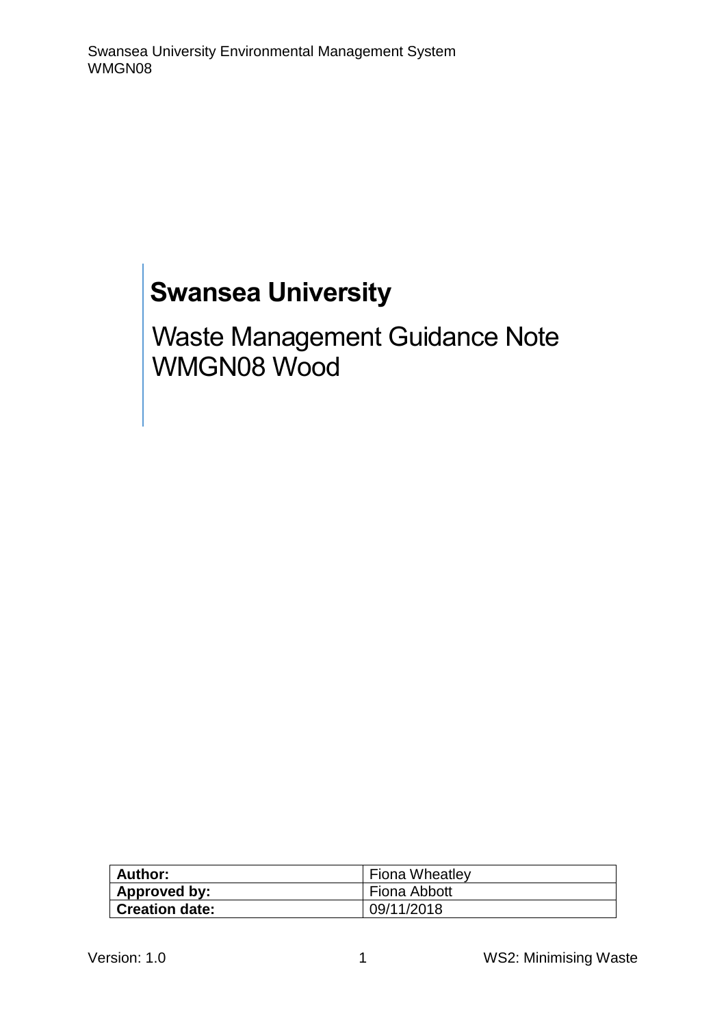# Swansea University

## Waste Management Guidance Note WMGN08 Wood

| Author: | Fiona Wheatley |
| --- | --- |
| Approved by: | Fiona Abbott |
| Creation date: | 09/11/2018 |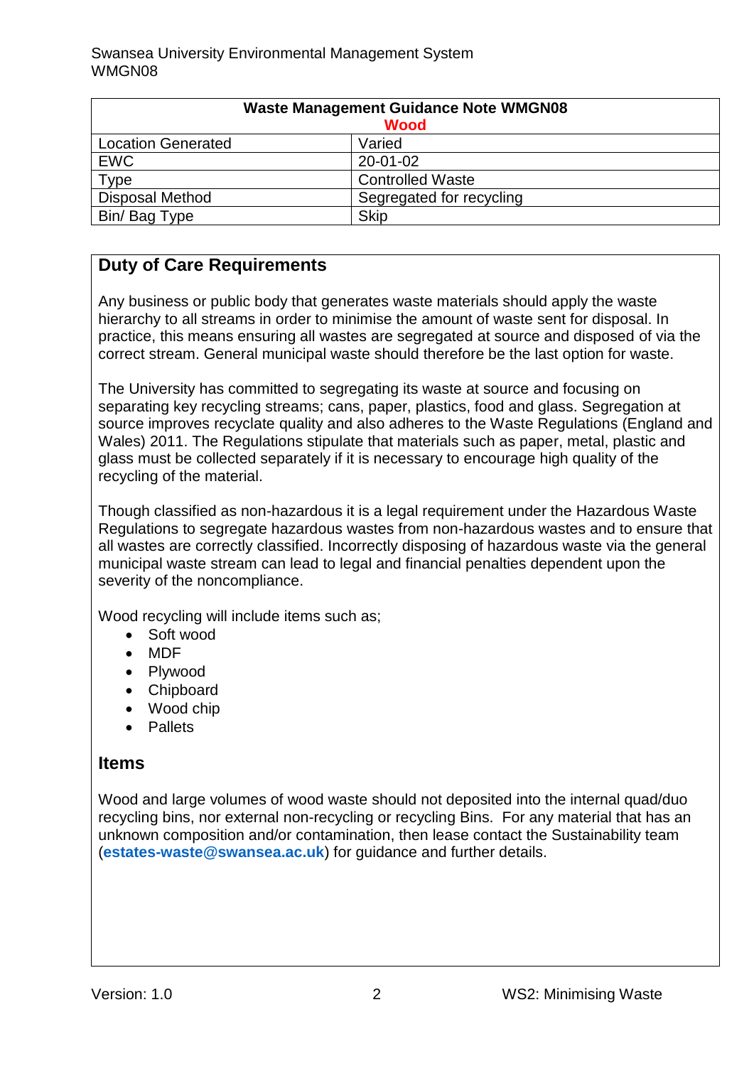| Waste Management Guidance Note WMGN08 Wood | |
|---|---|
| Location Generated | Varied |
| EWC | 20-01-02 |
| Type | Controlled Waste |
| Disposal Method | Segregated for recycling |
| Bin/ Bag Type | Skip |

## Duty of Care Requirements

Any business or public body that generates waste materials should apply the waste hierarchy to all streams in order to minimise the amount of waste sent for disposal. In practice, this means ensuring all wastes are segregated at source and disposed of via the correct stream. General municipal waste should therefore be the last option for waste.

The University has committed to segregating its waste at source and focusing on separating key recycling streams; cans, paper, plastics, food and glass. Segregation at source improves recyclate quality and also adheres to the Waste Regulations (England and Wales) 2011. The Regulations stipulate that materials such as paper, metal, plastic and glass must be collected separately if it is necessary to encourage high quality of the recycling of the material.

Though classified as non-hazardous it is a legal requirement under the Hazardous Waste Regulations to segregate hazardous wastes from non-hazardous wastes and to ensure that all wastes are correctly classified. Incorrectly disposing of hazardous waste via the general municipal waste stream can lead to legal and financial penalties dependent upon the severity of the noncompliance.

Wood recycling will include items such as;

- Soft wood
- MDF
- Plywood
- Chipboard
- Wood chip
- Pallets

## Items

Wood and large volumes of wood waste should not deposited into the internal quad/duo recycling bins, nor external non-recycling or recycling Bins. For any material that has an unknown composition and/or contamination, then lease contact the Sustainability team (**estates-waste@swansea.ac.uk**) for guidance and further details.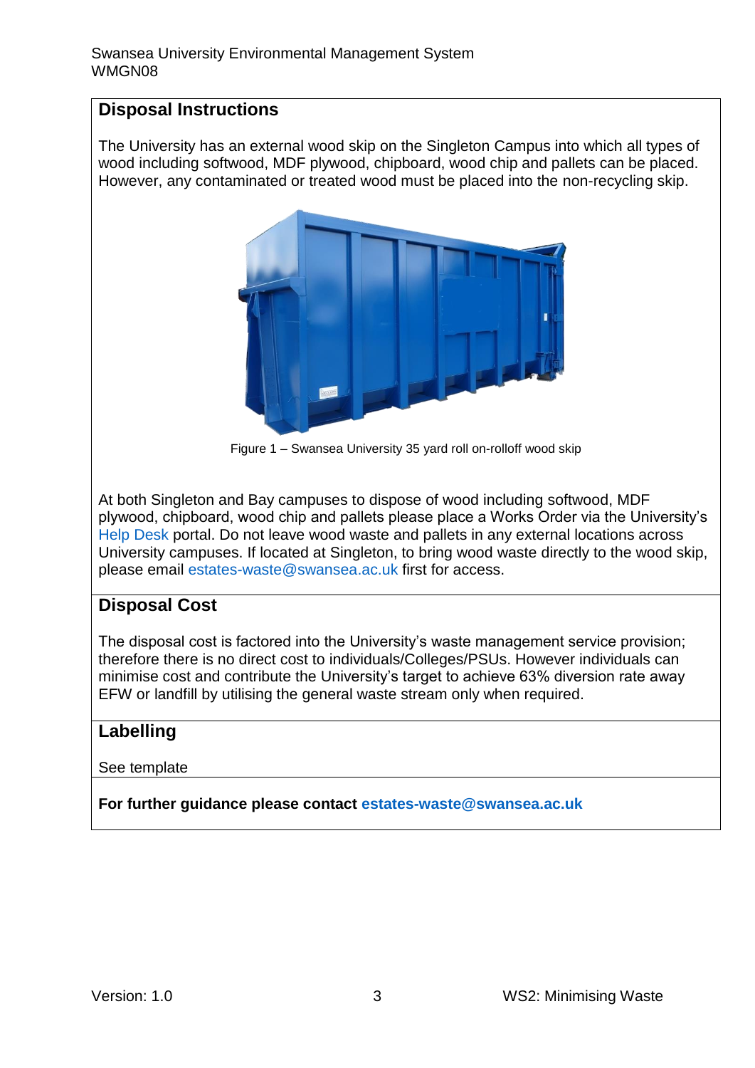## Disposal Instructions

The University has an external wood skip on the Singleton Campus into which all types of wood including softwood, MDF plywood, chipboard, wood chip and pallets can be placed. However, any contaminated or treated wood must be placed into the non-recycling skip.

Figure 1 – Swansea University 35 yard roll on-rolloff wood skip

At both Singleton and Bay campuses to dispose of wood including softwood, MDF plywood, chipboard, wood chip and pallets please place a Works Order via the University's Help Desk portal. Do not leave wood waste and pallets in any external locations across University campuses. If located at Singleton, to bring wood waste directly to the wood skip, please email estates-waste@swansea.ac.uk first for access.

## Disposal Cost

The disposal cost is factored into the University's waste management service provision; therefore there is no direct cost to individuals/Colleges/PSUs. However individuals can minimise cost and contribute the University's target to achieve 63% diversion rate away EFW or landfill by utilising the general waste stream only when required.

## Labelling

See template

**For further guidance please contact estates-waste@swansea.ac.uk**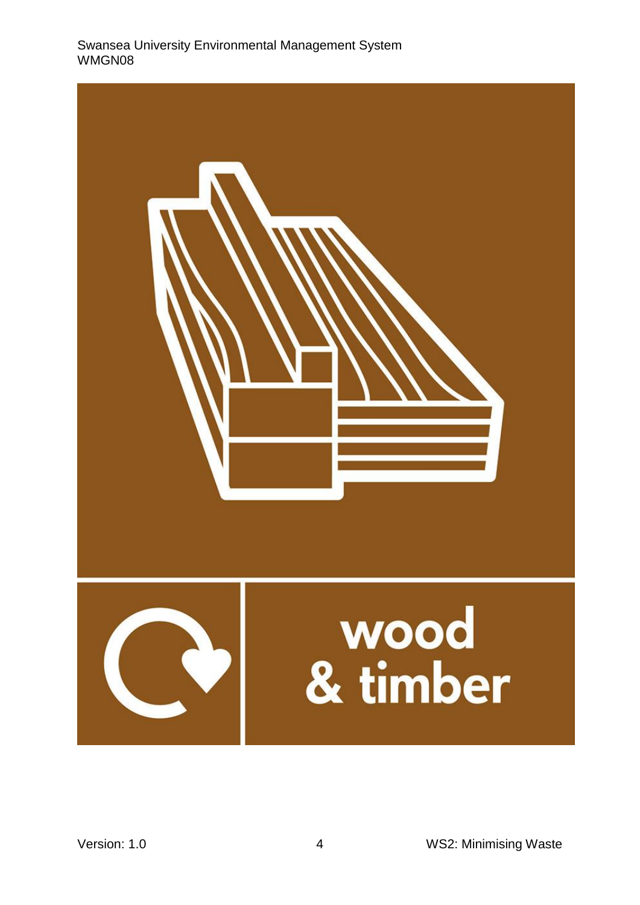wood
& timber